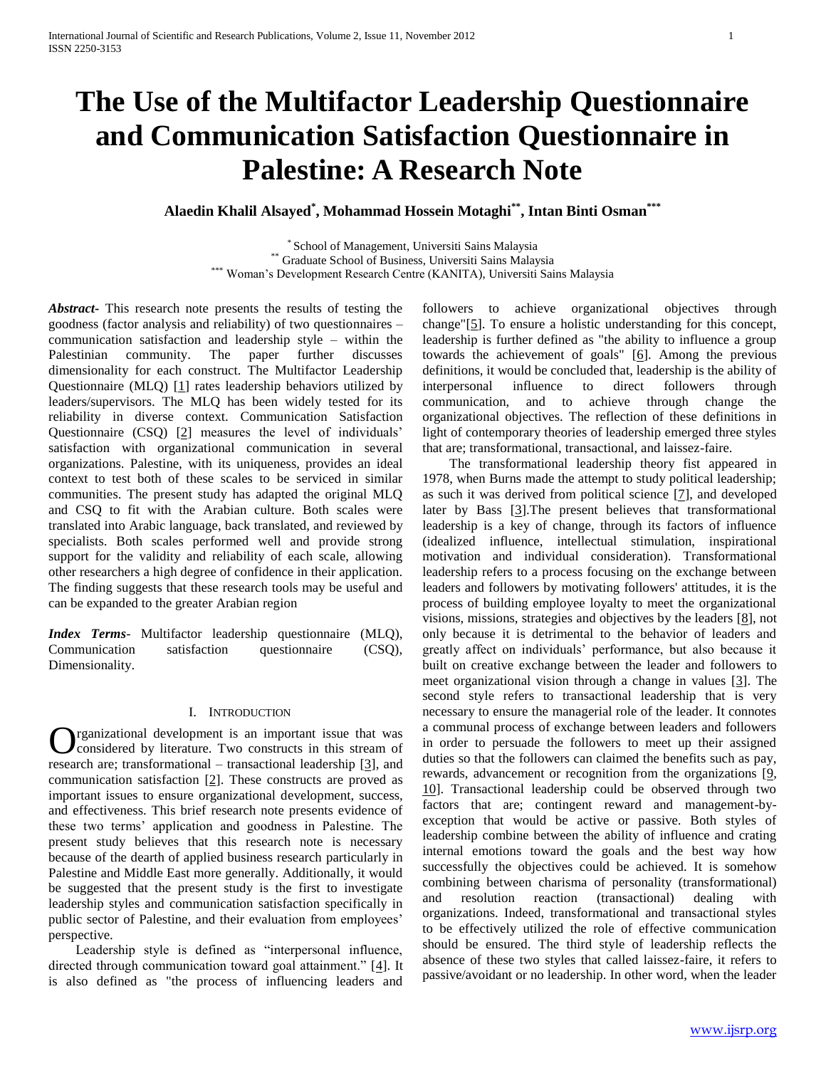# The Use of the Multifactor Leadership Questionnaire and Communication Satisfaction Questionnaire in Palestine: A Research Note

**Alaedin Khalil Alsayed[*], Mohammad Hossein Motaghi[**], Intan Binti Osman[***]**

[*] School of Management, Universiti Sains Malaysia
[**] Graduate School of Business, Universiti Sains Malaysia
[***] Woman's Development Research Centre (KANITA), Universiti Sains Malaysia

***Abstract***- This research note presents the results of testing the goodness (factor analysis and reliability) of two questionnaires – communication satisfaction and leadership style – within the Palestinian community. The paper further discusses dimensionality for each construct. The Multifactor Leadership Questionnaire (MLQ) [1] rates leadership behaviors utilized by leaders/supervisors. The MLQ has been widely tested for its reliability in diverse context. Communication Satisfaction Questionnaire (CSQ) [2] measures the level of individuals' satisfaction with organizational communication in several organizations. Palestine, with its uniqueness, provides an ideal context to test both of these scales to be serviced in similar communities. The present study has adapted the original MLQ and CSQ to fit with the Arabian culture. Both scales were translated into Arabic language, back translated, and reviewed by specialists. Both scales performed well and provide strong support for the validity and reliability of each scale, allowing other researchers a high degree of confidence in their application. The finding suggests that these research tools may be useful and can be expanded to the greater Arabian region

***Index Terms***- Multifactor leadership questionnaire (MLQ), Communication satisfaction questionnaire (CSQ), Dimensionality.

## I. Introduction

Organizational development is an important issue that was considered by literature. Two constructs in this stream of research are; transformational – transactional leadership [3], and communication satisfaction [2]. These constructs are proved as important issues to ensure organizational development, success, and effectiveness. This brief research note presents evidence of these two terms' application and goodness in Palestine. The present study believes that this research note is necessary because of the dearth of applied business research particularly in Palestine and Middle East more generally. Additionally, it would be suggested that the present study is the first to investigate leadership styles and communication satisfaction specifically in public sector of Palestine, and their evaluation from employees' perspective.

Leadership style is defined as "interpersonal influence, directed through communication toward goal attainment." [4]. It is also defined as "the process of influencing leaders and followers to achieve organizational objectives through change"[5]. To ensure a holistic understanding for this concept, leadership is further defined as "the ability to influence a group towards the achievement of goals" [6]. Among the previous definitions, it would be concluded that, leadership is the ability of interpersonal influence to direct followers through communication, and to achieve through change the organizational objectives. The reflection of these definitions in light of contemporary theories of leadership emerged three styles that are; transformational, transactional, and laissez-faire.

The transformational leadership theory fist appeared in 1978, when Burns made the attempt to study political leadership; as such it was derived from political science [7], and developed later by Bass [3].The present believes that transformational leadership is a key of change, through its factors of influence (idealized influence, intellectual stimulation, inspirational motivation and individual consideration). Transformational leadership refers to a process focusing on the exchange between leaders and followers by motivating followers' attitudes, it is the process of building employee loyalty to meet the organizational visions, missions, strategies and objectives by the leaders [8], not only because it is detrimental to the behavior of leaders and greatly affect on individuals' performance, but also because it built on creative exchange between the leader and followers to meet organizational vision through a change in values [3]. The second style refers to transactional leadership that is very necessary to ensure the managerial role of the leader. It connotes a communal process of exchange between leaders and followers in order to persuade the followers to meet up their assigned duties so that the followers can claimed the benefits such as pay, rewards, advancement or recognition from the organizations [9, 10]. Transactional leadership could be observed through two factors that are; contingent reward and management-by-exception that would be active or passive. Both styles of leadership combine between the ability of influence and crating internal emotions toward the goals and the best way how successfully the objectives could be achieved. It is somehow combining between charisma of personality (transformational) and resolution reaction (transactional) dealing with organizations. Indeed, transformational and transactional styles to be effectively utilized the role of effective communication should be ensured. The third style of leadership reflects the absence of these two styles that called laissez-faire, it refers to passive/avoidant or no leadership. In other word, when the leader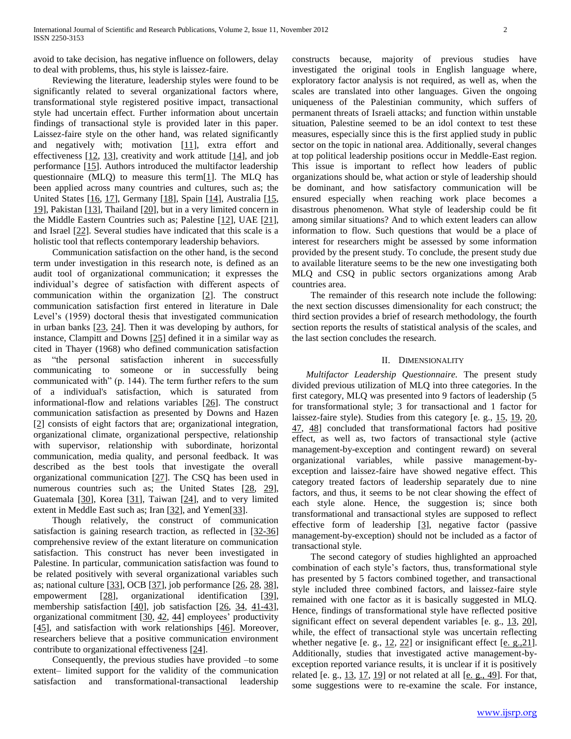avoid to take decision, has negative influence on followers, delay to deal with problems, thus, his style is laissez-faire.

Reviewing the literature, leadership styles were found to be significantly related to several organizational factors where, transformational style registered positive impact, transactional style had uncertain effect. Further information about uncertain findings of transactional style is provided later in this paper. Laissez-faire style on the other hand, was related significantly and negatively with; motivation [11], extra effort and effectiveness [12, 13], creativity and work attitude [14], and job performance [15]. Authors introduced the multifactor leadership questionnaire (MLQ) to measure this term[1]. The MLQ has been applied across many countries and cultures, such as; the United States [16, 17], Germany [18], Spain [14], Australia [15, 19], Pakistan [13], Thailand [20], but in a very limited concern in the Middle Eastern Countries such as; Palestine [12], UAE [21], and Israel [22]. Several studies have indicated that this scale is a holistic tool that reflects contemporary leadership behaviors.

Communication satisfaction on the other hand, is the second term under investigation in this research note, is defined as an audit tool of organizational communication; it expresses the individual's degree of satisfaction with different aspects of communication within the organization [2]. The construct communication satisfaction first entered in literature in Dale Level's (1959) doctoral thesis that investigated communication in urban banks [23, 24]. Then it was developing by authors, for instance, Clampitt and Downs [25] defined it in a similar way as cited in Thayer (1968) who defined communication satisfaction as "the personal satisfaction inherent in successfully communicating to someone or in successfully being communicated with" (p. 144). The term further refers to the sum of a individual's satisfaction, which is saturated from informational-flow and relations variables [26]. The construct communication satisfaction as presented by Downs and Hazen [2] consists of eight factors that are; organizational integration, organizational climate, organizational perspective, relationship with supervisor, relationship with subordinate, horizontal communication, media quality, and personal feedback. It was described as the best tools that investigate the overall organizational communication [27]. The CSQ has been used in numerous countries such as; the United States [28, 29], Guatemala [30], Korea [31], Taiwan [24], and to very limited extent in Meddle East such as; Iran [32], and Yemen[33].

Though relatively, the construct of communication satisfaction is gaining research traction, as reflected in [32-36] comprehensive review of the extant literature on communication satisfaction. This construct has never been investigated in Palestine. In particular, communication satisfaction was found to be related positively with several organizational variables such as; national culture [33], OCB [37], job performance [26, 28, 38], empowerment [28], organizational identification [39], membership satisfaction [40], job satisfaction [26, 34, 41-43], organizational commitment [30, 42, 44] employees' productivity [45], and satisfaction with work relationships [46]. Moreover, researchers believe that a positive communication environment contribute to organizational effectiveness [24].

Consequently, the previous studies have provided –to some extent– limited support for the validity of the communication satisfaction and transformational-transactional leadership constructs because, majority of previous studies have investigated the original tools in English language where, exploratory factor analysis is not required, as well as, when the scales are translated into other languages. Given the ongoing uniqueness of the Palestinian community, which suffers of permanent threats of Israeli attacks; and function within unstable situation, Palestine seemed to be an idol context to test these measures, especially since this is the first applied study in public sector on the topic in national area. Additionally, several changes at top political leadership positions occur in Meddle-East region. This issue is important to reflect how leaders of public organizations should be, what action or style of leadership should be dominant, and how satisfactory communication will be ensured especially when reaching work place becomes a disastrous phenomenon. What style of leadership could be fit among similar situations? And to which extent leaders can allow information to flow. Such questions that would be a place of interest for researchers might be assessed by some information provided by the present study. To conclude, the present study due to available literature seems to be the new one investigating both MLQ and CSQ in public sectors organizations among Arab countries area.

The remainder of this research note include the following: the next section discusses dimensionality for each construct; the third section provides a brief of research methodology, the fourth section reports the results of statistical analysis of the scales, and the last section concludes the research.

## II. Dimensionality

*Multifactor Leadership Questionnaire.* The present study divided previous utilization of MLQ into three categories. In the first category, MLQ was presented into 9 factors of leadership (5 for transformational style; 3 for transactional and 1 factor for laissez-faire style). Studies from this category [e. g., 15, 19, 20, 47, 48] concluded that transformational factors had positive effect, as well as, two factors of transactional style (active management-by-exception and contingent reward) on several organizational variables, while passive management-by-exception and laissez-faire have showed negative effect. This category treated factors of leadership separately due to nine factors, and thus, it seems to be not clear showing the effect of each style alone. Hence, the suggestion is; since both transformational and transactional styles are supposed to reflect effective form of leadership [3], negative factor (passive management-by-exception) should not be included as a factor of transactional style.

The second category of studies highlighted an approached combination of each style's factors, thus, transformational style has presented by 5 factors combined together, and transactional style included three combined factors, and laissez-faire style remained with one factor as it is basically suggested in MLQ. Hence, findings of transformational style have reflected positive significant effect on several dependent variables [e. g., 13, 20], while, the effect of transactional style was uncertain reflecting whether negative [e. g., 12, 22] or insignificant effect [e. g.,21]. Additionally, studies that investigated active management-by-exception reported variance results, it is unclear if it is positively related [e. g., 13, 17, 19] or not related at all [e. g., 49]. For that, some suggestions were to re-examine the scale. For instance,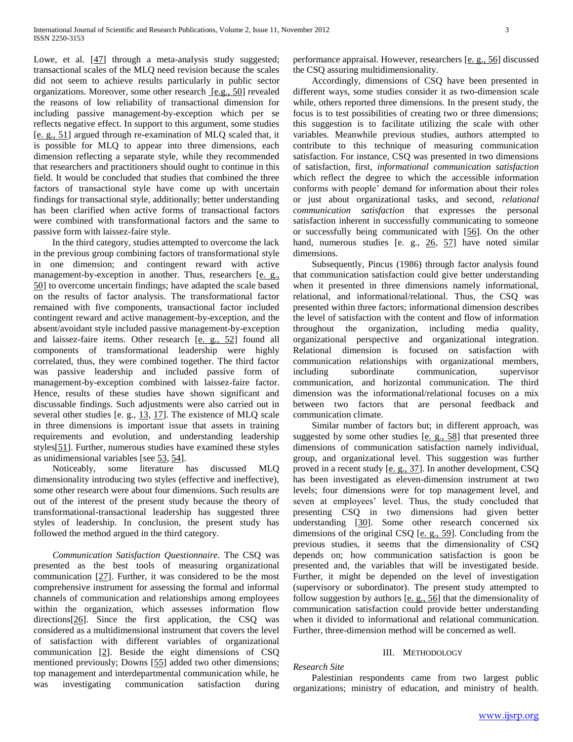Lowe, et al. [47] through a meta-analysis study suggested; transactional scales of the MLQ need revision because the scales did not seem to achieve results particularly in public sector organizations. Moreover, some other research [e.g., 50] revealed the reasons of low reliability of transactional dimension for including passive management-by-exception which per se reflects negative effect. In support to this argument, some studies [e. g., 51] argued through re-examination of MLQ scaled that, it is possible for MLQ to appear into three dimensions, each dimension reflecting a separate style, while they recommended that researchers and practitioners should ought to continue in this field. It would be concluded that studies that combined the three factors of transactional style have come up with uncertain findings for transactional style, additionally; better understanding has been clarified when active forms of transactional factors were combined with transformational factors and the same to passive form with laissez-faire style.

In the third category, studies attempted to overcome the lack in the previous group combining factors of transformational style in one dimension; and contingent reward with active management-by-exception in another. Thus, researchers [e. g., 50] to overcome uncertain findings; have adapted the scale based on the results of factor analysis. The transformational factor remained with five components, transactional factor included contingent reward and active management-by-exception, and the absent/avoidant style included passive management-by-exception and laissez-faire items. Other research [e. g., 52] found all components of transformational leadership were highly correlated, thus, they were combined together. The third factor was passive leadership and included passive form of management-by-exception combined with laissez-faire factor. Hence, results of these studies have shown significant and discussable findings. Such adjustments were also carried out in several other studies [e. g., 13, 17]. The existence of MLQ scale in three dimensions is important issue that assets in training requirements and evolution, and understanding leadership styles[51]. Further, numerous studies have examined these styles as unidimensional variables [see 53, 54].

Noticeably, some literature has discussed MLQ dimensionality introducing two styles (effective and ineffective), some other research were about four dimensions. Such results are out of the interest of the present study because the theory of transformational-transactional leadership has suggested three styles of leadership. In conclusion, the present study has followed the method argued in the third category.

*Communication Satisfaction Questionnaire.* The CSQ was presented as the best tools of measuring organizational communication [27]. Further, it was considered to be the most comprehensive instrument for assessing the formal and informal channels of communication and relationships among employees within the organization, which assesses information flow directions[26]. Since the first application, the CSQ was considered as a multidimensional instrument that covers the level of satisfaction with different variables of organizational communication [2]. Beside the eight dimensions of CSQ mentioned previously; Downs [55] added two other dimensions; top management and interdepartmental communication while, he was investigating communication satisfaction during performance appraisal. However, researchers [e. g., 56] discussed the CSQ assuring multidimensionality.

Accordingly, dimensions of CSQ have been presented in different ways, some studies consider it as two-dimension scale while, others reported three dimensions. In the present study, the focus is to test possibilities of creating two or three dimensions; this suggestion is to facilitate utilizing the scale with other variables. Meanwhile previous studies, authors attempted to contribute to this technique of measuring communication satisfaction. For instance, CSQ was presented in two dimensions of satisfaction, first, *informational communication satisfaction* which reflect the degree to which the accessible information conforms with people' demand for information about their roles or just about organizational tasks, and second, *relational communication satisfaction* that expresses the personal satisfaction inherent in successfully communicating to someone or successfully being communicated with [56]. On the other hand, numerous studies [e. g., 26, 57] have noted similar dimensions.

Subsequently, Pincus (1986) through factor analysis found that communication satisfaction could give better understanding when it presented in three dimensions namely informational, relational, and informational/relational. Thus, the CSQ was presented within three factors; informational dimension describes the level of satisfaction with the content and flow of information throughout the organization, including media quality, organizational perspective and organizational integration. Relational dimension is focused on satisfaction with communication relationships with organizational members, including subordinate communication, supervisor communication, and horizontal communication. The third dimension was the informational/relational focuses on a mix between two factors that are personal feedback and communication climate.

Similar number of factors but; in different approach, was suggested by some other studies [e. g., 58] that presented three dimensions of communication satisfaction namely individual, group, and organizational level. This suggestion was further proved in a recent study [e. g., 37]. In another development, CSQ has been investigated as eleven-dimension instrument at two levels; four dimensions were for top management level, and seven at employees' level. Thus, the study concluded that presenting CSQ in two dimensions had given better understanding [30]. Some other research concerned six dimensions of the original CSQ [e. g., 59]. Concluding from the previous studies, it seems that the dimensionality of CSQ depends on; how communication satisfaction is goon be presented and, the variables that will be investigated beside. Further, it might be depended on the level of investigation (supervisory or subordinator). The present study attempted to follow suggestion by authors [e. g., 56] that the dimensionality of communication satisfaction could provide better understanding when it divided to informational and relational communication. Further, three-dimension method will be concerned as well.

## III. Methodology

*Research Site*

Palestinian respondents came from two largest public organizations; ministry of education, and ministry of health.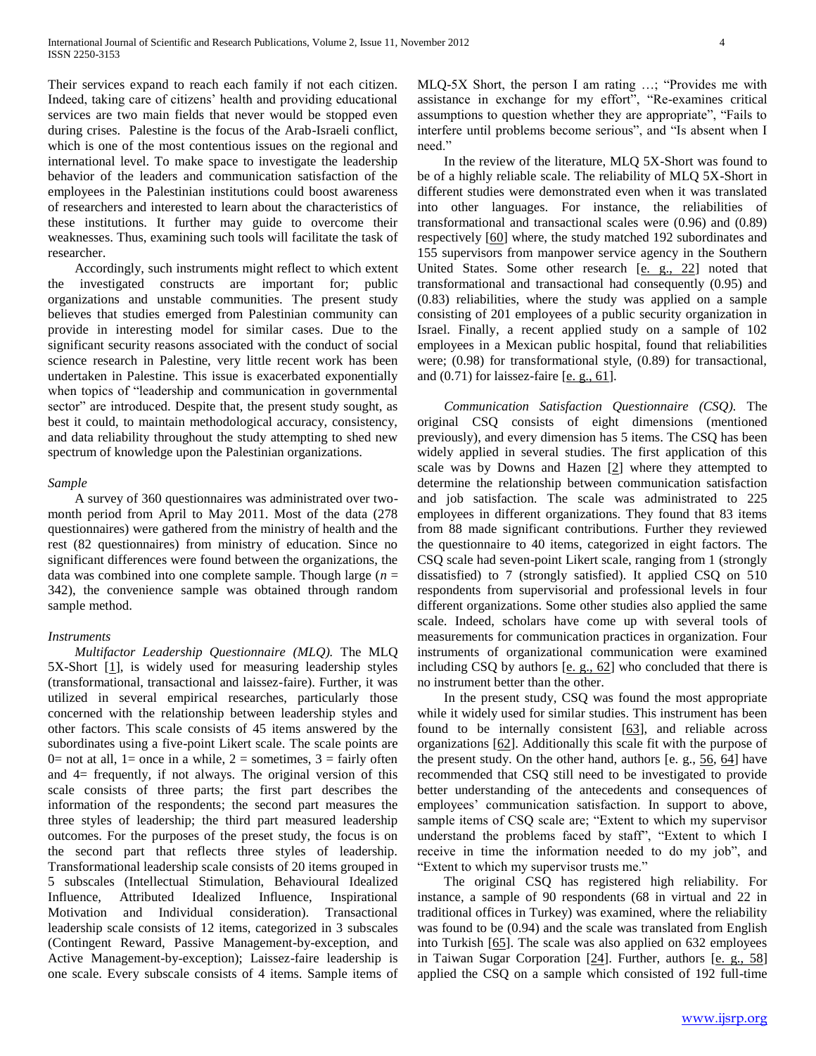Their services expand to reach each family if not each citizen. Indeed, taking care of citizens' health and providing educational services are two main fields that never would be stopped even during crises. Palestine is the focus of the Arab-Israeli conflict, which is one of the most contentious issues on the regional and international level. To make space to investigate the leadership behavior of the leaders and communication satisfaction of the employees in the Palestinian institutions could boost awareness of researchers and interested to learn about the characteristics of these institutions. It further may guide to overcome their weaknesses. Thus, examining such tools will facilitate the task of researcher.

Accordingly, such instruments might reflect to which extent the investigated constructs are important for; public organizations and unstable communities. The present study believes that studies emerged from Palestinian community can provide in interesting model for similar cases. Due to the significant security reasons associated with the conduct of social science research in Palestine, very little recent work has been undertaken in Palestine. This issue is exacerbated exponentially when topics of "leadership and communication in governmental sector" are introduced. Despite that, the present study sought, as best it could, to maintain methodological accuracy, consistency, and data reliability throughout the study attempting to shed new spectrum of knowledge upon the Palestinian organizations.

### *Sample*

A survey of 360 questionnaires was administrated over two-month period from April to May 2011. Most of the data (278 questionnaires) were gathered from the ministry of health and the rest (82 questionnaires) from ministry of education. Since no significant differences were found between the organizations, the data was combined into one complete sample. Though large ($n$ = 342), the convenience sample was obtained through random sample method.

### *Instruments*

*Multifactor Leadership Questionnaire (MLQ).* The MLQ 5X-Short [1], is widely used for measuring leadership styles (transformational, transactional and laissez-faire). Further, it was utilized in several empirical researches, particularly those concerned with the relationship between leadership styles and other factors. This scale consists of 45 items answered by the subordinates using a five-point Likert scale. The scale points are 0= not at all, 1= once in a while, 2 = sometimes, 3 = fairly often and 4= frequently, if not always. The original version of this scale consists of three parts; the first part describes the information of the respondents; the second part measures the three styles of leadership; the third part measured leadership outcomes. For the purposes of the preset study, the focus is on the second part that reflects three styles of leadership. Transformational leadership scale consists of 20 items grouped in 5 subscales (Intellectual Stimulation, Behavioural Idealized Influence, Attributed Idealized Influence, Inspirational Motivation and Individual consideration). Transactional leadership scale consists of 12 items, categorized in 3 subscales (Contingent Reward, Passive Management-by-exception, and Active Management-by-exception); Laissez-faire leadership is one scale. Every subscale consists of 4 items. Sample items of MLQ-5X Short, the person I am rating …; "Provides me with assistance in exchange for my effort", "Re-examines critical assumptions to question whether they are appropriate", "Fails to interfere until problems become serious", and "Is absent when I need."

In the review of the literature, MLQ 5X-Short was found to be of a highly reliable scale. The reliability of MLQ 5X-Short in different studies were demonstrated even when it was translated into other languages. For instance, the reliabilities of transformational and transactional scales were (0.96) and (0.89) respectively [60] where, the study matched 192 subordinates and 155 supervisors from manpower service agency in the Southern United States. Some other research [e. g., 22] noted that transformational and transactional had consequently (0.95) and (0.83) reliabilities, where the study was applied on a sample consisting of 201 employees of a public security organization in Israel. Finally, a recent applied study on a sample of 102 employees in a Mexican public hospital, found that reliabilities were; (0.98) for transformational style, (0.89) for transactional, and (0.71) for laissez-faire [e. g., 61].

*Communication Satisfaction Questionnaire (CSQ).* The original CSQ consists of eight dimensions (mentioned previously), and every dimension has 5 items. The CSQ has been widely applied in several studies. The first application of this scale was by Downs and Hazen [2] where they attempted to determine the relationship between communication satisfaction and job satisfaction. The scale was administrated to 225 employees in different organizations. They found that 83 items from 88 made significant contributions. Further they reviewed the questionnaire to 40 items, categorized in eight factors. The CSQ scale had seven-point Likert scale, ranging from 1 (strongly dissatisfied) to 7 (strongly satisfied). It applied CSQ on 510 respondents from supervisorial and professional levels in four different organizations. Some other studies also applied the same scale. Indeed, scholars have come up with several tools of measurements for communication practices in organization. Four instruments of organizational communication were examined including CSQ by authors [e. g., 62] who concluded that there is no instrument better than the other.

In the present study, CSQ was found the most appropriate while it widely used for similar studies. This instrument has been found to be internally consistent [63], and reliable across organizations [62]. Additionally this scale fit with the purpose of the present study. On the other hand, authors [e. g., 56, 64] have recommended that CSQ still need to be investigated to provide better understanding of the antecedents and consequences of employees' communication satisfaction. In support to above, sample items of CSQ scale are; "Extent to which my supervisor understand the problems faced by staff", "Extent to which I receive in time the information needed to do my job", and "Extent to which my supervisor trusts me."

The original CSQ has registered high reliability. For instance, a sample of 90 respondents (68 in virtual and 22 in traditional offices in Turkey) was examined, where the reliability was found to be (0.94) and the scale was translated from English into Turkish [65]. The scale was also applied on 632 employees in Taiwan Sugar Corporation [24]. Further, authors [e. g., 58] applied the CSQ on a sample which consisted of 192 full-time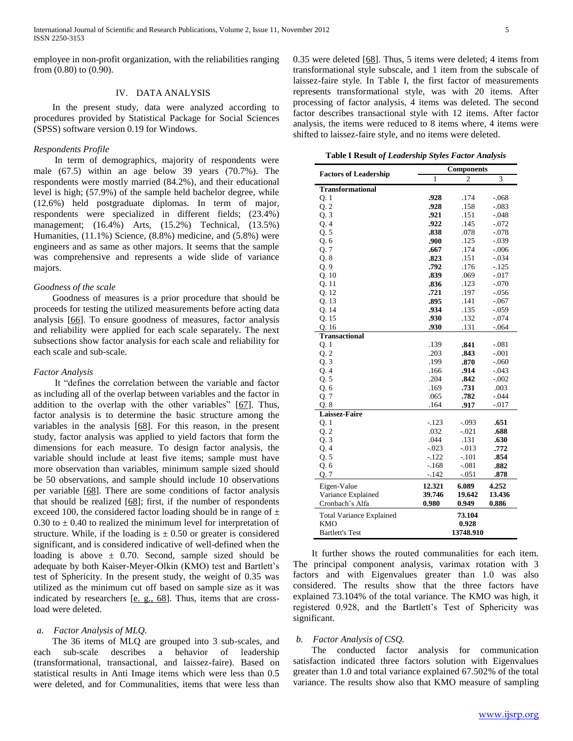employee in non-profit organization, with the reliabilities ranging from (0.80) to (0.90).

## IV. DATA ANALYSIS

In the present study, data were analyzed according to procedures provided by Statistical Package for Social Sciences (SPSS) software version 0.19 for Windows.

### *Respondents Profile*

In term of demographics, majority of respondents were male (67.5) within an age below 39 years (70.7%). The respondents were mostly married (84.2%), and their educational level is high; (57.9%) of the sample held bachelor degree, while (12.6%) held postgraduate diplomas. In term of major, respondents were specialized in different fields; (23.4%) management; (16.4%) Arts, (15.2%) Technical, (13.5%) Humanities, (11.1%) Science, (8.8%) medicine, and (5.8%) were engineers and as same as other majors. It seems that the sample was comprehensive and represents a wide slide of variance majors.

### *Goodness of the scale*

Goodness of measures is a prior procedure that should be proceeds for testing the utilized measurements before acting data analysis [66]. To ensure goodness of measures, factor analysis and reliability were applied for each scale separately. The next subsections show factor analysis for each scale and reliability for each scale and sub-scale.

### *Factor Analysis*

It "defines the correlation between the variable and factor as including all of the overlap between variables and the factor in addition to the overlap with the other variables" [67]. Thus, factor analysis is to determine the basic structure among the variables in the analysis [68]. For this reason, in the present study, factor analysis was applied to yield factors that form the dimensions for each measure. To design factor analysis, the variable should include at least five items; sample must have more observation than variables, minimum sample sized should be 50 observations, and sample should include 10 observations per variable [68]. There are some conditions of factor analysis that should be realized [68]; first, if the number of respondents exceed 100, the considered factor loading should be in range of ± 0.30 to ± 0.40 to realized the minimum level for interpretation of structure. While, if the loading is ± 0.50 or greater is considered significant, and is considered indicative of well-defined when the loading is above ± 0.70. Second, sample sized should be adequate by both Kaiser-Meyer-Olkin (KMO) test and Bartlett's test of Sphericity. In the present study, the weight of 0.35 was utilized as the minimum cut off based on sample size as it was indicated by researchers [e. g., 68]. Thus, items that are cross-load were deleted.

#### *a. Factor Analysis of MLQ.*

The 36 items of MLQ are grouped into 3 sub-scales, and each sub-scale describes a behavior of leadership (transformational, transactional, and laissez-faire). Based on statistical results in Anti Image items which were less than 0.5 were deleted, and for Communalities, items that were less than 0.35 were deleted [68]. Thus, 5 items were deleted; 4 items from transformational style subscale, and 1 item from the subscale of laissez-faire style. In Table I, the first factor of measurements represents transformational style, was with 20 items. After processing of factor analysis, 4 items was deleted. The second factor describes transactional style with 12 items. After factor analysis, the items were reduced to 8 items where, 4 items were shifted to laissez-faire style, and no items were deleted.

**Table I Result *of Leadership Styles Factor Analysis***

| Factors of Leadership | Components | | |
|---|---|---|---|
| | 1 | 2 | 3 |
| **Transformational** | | | |
| Q. 1 | **.928** | .174 | -.068 |
| Q. 2 | **.928** | .158 | -.083 |
| Q. 3 | **.921** | .151 | -.048 |
| Q. 4 | **.922** | .145 | -.072 |
| Q. 5 | **.838** | .078 | -.078 |
| Q. 6 | **.900** | .125 | -.039 |
| Q. 7 | **.667** | .174 | -.006 |
| Q. 8 | **.823** | .151 | -.034 |
| Q. 9 | **.792** | .176 | -.125 |
| Q. 10 | **.839** | .069 | -.017 |
| Q. 11 | **.836** | .123 | -.070 |
| Q. 12 | **.721** | .197 | -.056 |
| Q. 13 | **.895** | .141 | -.067 |
| Q. 14 | **.934** | .135 | -.059 |
| Q. 15 | **.930** | .132 | -.074 |
| Q. 16 | **.930** | .131 | -.064 |
| **Transactional** | | | |
| Q. 1 | .139 | **.841** | -.081 |
| Q. 2 | .203 | **.843** | -.001 |
| Q. 3 | .199 | **.870** | -.060 |
| Q. 4 | .166 | **.914** | -.043 |
| Q. 5 | .204 | **.842** | -.002 |
| Q. 6 | .169 | **.731** | .003 |
| Q. 7 | .065 | **.782** | -.044 |
| Q. 8 | .164 | **.917** | -.017 |
| **Laissez-Faire** | | | |
| Q. 1 | -.123 | -.093 | **.651** |
| Q. 2 | .032 | -.021 | **.688** |
| Q. 3 | .044 | .131 | **.630** |
| Q. 4 | -.023 | -.013 | **.772** |
| Q. 5 | -.122 | -.101 | **.854** |
| Q. 6 | -.168 | -.081 | **.882** |
| Q. 7 | -.142 | -.051 | **.878** |
| Eigen-Value | **12.321** | **6.089** | **4.252** |
| Variance Explained | **39.746** | **19.642** | **13.436** |
| Cronbach's Alfa | **0.980** | **0.949** | **0.886** |
| Total Variance Explained | | **73.104** | |
| KMO | | **0.928** | |
| Bartlett's Test | | **13748.910** | |

It further shows the routed communalities for each item. The principal component analysis, varimax rotation with 3 factors and with Eigenvalues greater than 1.0 was also considered. The results show that the three factors have explained 73.104% of the total variance. The KMO was high, it registered 0.928, and the Bartlett's Test of Sphericity was significant.

#### *b. Factor Analysis of CSQ.*

The conducted factor analysis for communication satisfaction indicated three factors solution with Eigenvalues greater than 1.0 and total variance explained 67.502% of the total variance. The results show also that KMO measure of sampling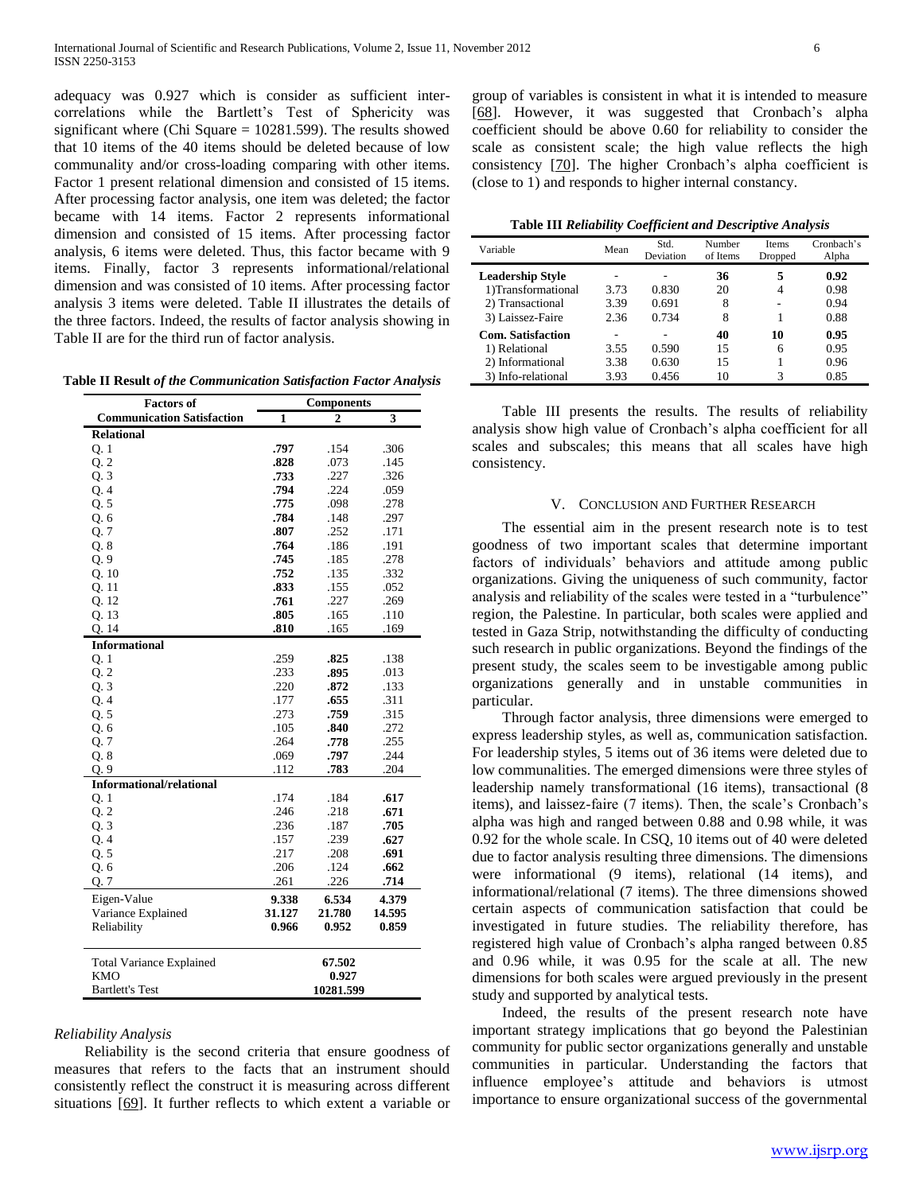adequacy was 0.927 which is consider as sufficient inter-correlations while the Bartlett's Test of Sphericity was significant where (Chi Square = 10281.599). The results showed that 10 items of the 40 items should be deleted because of low communality and/or cross-loading comparing with other items. Factor 1 present relational dimension and consisted of 15 items. After processing factor analysis, one item was deleted; the factor became with 14 items. Factor 2 represents informational dimension and consisted of 15 items. After processing factor analysis, 6 items were deleted. Thus, this factor became with 9 items. Finally, factor 3 represents informational/relational dimension and was consisted of 10 items. After processing factor analysis 3 items were deleted. Table II illustrates the details of the three factors. Indeed, the results of factor analysis showing in Table II are for the third run of factor analysis.

**Table II Result** ***of the Communication Satisfaction Factor Analysis***

| Factors of Communication Satisfaction | Components | | |
|---|---|---|---|
| | 1 | 2 | 3 |
| **Relational** | | | |
| Q. 1 | **.797** | .154 | .306 |
| Q. 2 | **.828** | .073 | .145 |
| Q. 3 | **.733** | .227 | .326 |
| Q. 4 | **.794** | .224 | .059 |
| Q. 5 | **.775** | .098 | .278 |
| Q. 6 | **.784** | .148 | .297 |
| Q. 7 | **.807** | .252 | .171 |
| Q. 8 | **.764** | .186 | .191 |
| Q. 9 | **.745** | .185 | .278 |
| Q. 10 | **.752** | .135 | .332 |
| Q. 11 | **.833** | .155 | .052 |
| Q. 12 | **.761** | .227 | .269 |
| Q. 13 | **.805** | .165 | .110 |
| Q. 14 | **.810** | .165 | .169 |
| **Informational** | | | |
| Q. 1 | .259 | **.825** | .138 |
| Q. 2 | .233 | **.895** | .013 |
| Q. 3 | .220 | **.872** | .133 |
| Q. 4 | .177 | **.655** | .311 |
| Q. 5 | .273 | **.759** | .315 |
| Q. 6 | .105 | **.840** | .272 |
| Q. 7 | .264 | **.778** | .255 |
| Q. 8 | .069 | **.797** | .244 |
| Q. 9 | .112 | **.783** | .204 |
| **Informational/relational** | | | |
| Q. 1 | .174 | .184 | **.617** |
| Q. 2 | .246 | .218 | **.671** |
| Q. 3 | .236 | .187 | **.705** |
| Q. 4 | .157 | .239 | **.627** |
| Q. 5 | .217 | .208 | **.691** |
| Q. 6 | .206 | .124 | **.662** |
| Q. 7 | .261 | .226 | **.714** |
| Eigen-Value | **9.338** | **6.534** | **4.379** |
| Variance Explained | **31.127** | **21.780** | **14.595** |
| Reliability | **0.966** | **0.952** | **0.859** |
| Total Variance Explained | | **67.502** | |
| KMO | | **0.927** | |
| Bartlett's Test | | **10281.599** | |

*Reliability Analysis*

Reliability is the second criteria that ensure goodness of measures that refers to the facts that an instrument should consistently reflect the construct it is measuring across different situations [69]. It further reflects to which extent a variable or group of variables is consistent in what it is intended to measure [68]. However, it was suggested that Cronbach's alpha coefficient should be above 0.60 for reliability to consider the scale as consistent scale; the high value reflects the high consistency [70]. The higher Cronbach's alpha coefficient is (close to 1) and responds to higher internal constancy.

**Table III** ***Reliability Coefficient and Descriptive Analysis***

| Variable | Mean | Std. Deviation | Number of Items | Items Dropped | Cronbach's Alpha |
|---|---|---|---|---|---|
| **Leadership Style** | - | - | **36** | **5** | **0.92** |
| 1)Transformational | 3.73 | 0.830 | 20 | 4 | 0.98 |
| 2) Transactional | 3.39 | 0.691 | 8 | - | 0.94 |
| 3) Laissez-Faire | 2.36 | 0.734 | 8 | 1 | 0.88 |
| **Com. Satisfaction** | - | - | **40** | **10** | **0.95** |
| 1) Relational | 3.55 | 0.590 | 15 | 6 | 0.95 |
| 2) Informational | 3.38 | 0.630 | 15 | 1 | 0.96 |
| 3) Info-relational | 3.93 | 0.456 | 10 | 3 | 0.85 |

Table III presents the results. The results of reliability analysis show high value of Cronbach's alpha coefficient for all scales and subscales; this means that all scales have high consistency.

## V. Conclusion and Further Research

The essential aim in the present research note is to test goodness of two important scales that determine important factors of individuals' behaviors and attitude among public organizations. Giving the uniqueness of such community, factor analysis and reliability of the scales were tested in a "turbulence" region, the Palestine. In particular, both scales were applied and tested in Gaza Strip, notwithstanding the difficulty of conducting such research in public organizations. Beyond the findings of the present study, the scales seem to be investigable among public organizations generally and in unstable communities in particular.

Through factor analysis, three dimensions were emerged to express leadership styles, as well as, communication satisfaction. For leadership styles, 5 items out of 36 items were deleted due to low communalities. The emerged dimensions were three styles of leadership namely transformational (16 items), transactional (8 items), and laissez-faire (7 items). Then, the scale's Cronbach's alpha was high and ranged between 0.88 and 0.98 while, it was 0.92 for the whole scale. In CSQ, 10 items out of 40 were deleted due to factor analysis resulting three dimensions. The dimensions were informational (9 items), relational (14 items), and informational/relational (7 items). The three dimensions showed certain aspects of communication satisfaction that could be investigated in future studies. The reliability therefore, has registered high value of Cronbach's alpha ranged between 0.85 and 0.96 while, it was 0.95 for the scale at all. The new dimensions for both scales were argued previously in the present study and supported by analytical tests.

Indeed, the results of the present research note have important strategy implications that go beyond the Palestinian community for public sector organizations generally and unstable communities in particular. Understanding the factors that influence employee's attitude and behaviors is utmost importance to ensure organizational success of the governmental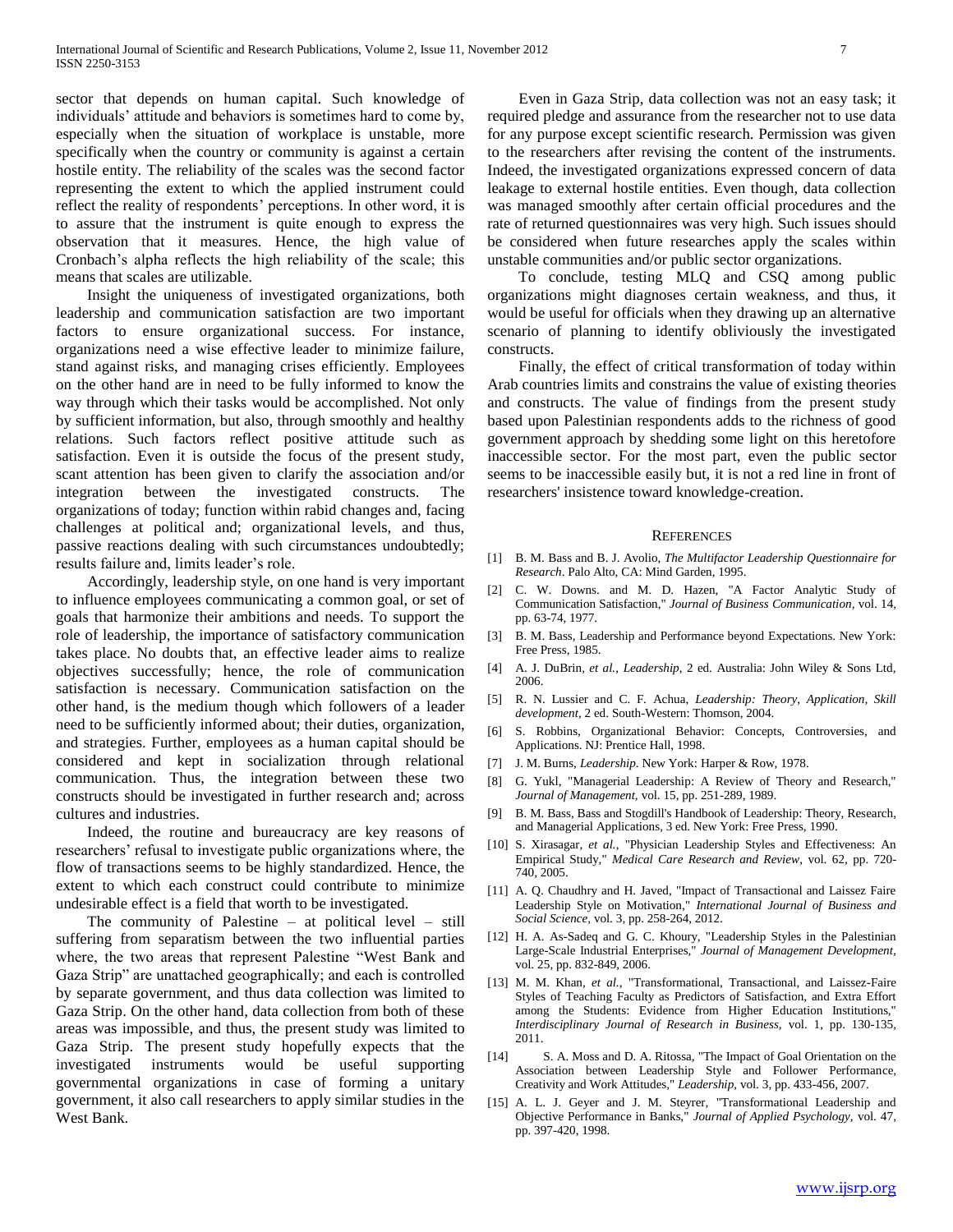sector that depends on human capital. Such knowledge of individuals' attitude and behaviors is sometimes hard to come by, especially when the situation of workplace is unstable, more specifically when the country or community is against a certain hostile entity. The reliability of the scales was the second factor representing the extent to which the applied instrument could reflect the reality of respondents' perceptions. In other word, it is to assure that the instrument is quite enough to express the observation that it measures. Hence, the high value of Cronbach's alpha reflects the high reliability of the scale; this means that scales are utilizable.

Insight the uniqueness of investigated organizations, both leadership and communication satisfaction are two important factors to ensure organizational success. For instance, organizations need a wise effective leader to minimize failure, stand against risks, and managing crises efficiently. Employees on the other hand are in need to be fully informed to know the way through which their tasks would be accomplished. Not only by sufficient information, but also, through smoothly and healthy relations. Such factors reflect positive attitude such as satisfaction. Even it is outside the focus of the present study, scant attention has been given to clarify the association and/or integration between the investigated constructs. The organizations of today; function within rabid changes and, facing challenges at political and; organizational levels, and thus, passive reactions dealing with such circumstances undoubtedly; results failure and, limits leader's role.

Accordingly, leadership style, on one hand is very important to influence employees communicating a common goal, or set of goals that harmonize their ambitions and needs. To support the role of leadership, the importance of satisfactory communication takes place. No doubts that, an effective leader aims to realize objectives successfully; hence, the role of communication satisfaction is necessary. Communication satisfaction on the other hand, is the medium though which followers of a leader need to be sufficiently informed about; their duties, organization, and strategies. Further, employees as a human capital should be considered and kept in socialization through relational communication. Thus, the integration between these two constructs should be investigated in further research and; across cultures and industries.

Indeed, the routine and bureaucracy are key reasons of researchers' refusal to investigate public organizations where, the flow of transactions seems to be highly standardized. Hence, the extent to which each construct could contribute to minimize undesirable effect is a field that worth to be investigated.

The community of Palestine – at political level – still suffering from separatism between the two influential parties where, the two areas that represent Palestine "West Bank and Gaza Strip" are unattached geographically; and each is controlled by separate government, and thus data collection was limited to Gaza Strip. On the other hand, data collection from both of these areas was impossible, and thus, the present study was limited to Gaza Strip. The present study hopefully expects that the investigated instruments would be useful supporting governmental organizations in case of forming a unitary government, it also call researchers to apply similar studies in the West Bank.

Even in Gaza Strip, data collection was not an easy task; it required pledge and assurance from the researcher not to use data for any purpose except scientific research. Permission was given to the researchers after revising the content of the instruments. Indeed, the investigated organizations expressed concern of data leakage to external hostile entities. Even though, data collection was managed smoothly after certain official procedures and the rate of returned questionnaires was very high. Such issues should be considered when future researches apply the scales within unstable communities and/or public sector organizations.

To conclude, testing MLQ and CSQ among public organizations might diagnoses certain weakness, and thus, it would be useful for officials when they drawing up an alternative scenario of planning to identify obliviously the investigated constructs.

Finally, the effect of critical transformation of today within Arab countries limits and constrains the value of existing theories and constructs. The value of findings from the present study based upon Palestinian respondents adds to the richness of good government approach by shedding some light on this heretofore inaccessible sector. For the most part, even the public sector seems to be inaccessible easily but, it is not a red line in front of researchers' insistence toward knowledge-creation.

## References

[1] B. M. Bass and B. J. Avolio, *The Multifactor Leadership Questionnaire for Research*. Palo Alto, CA: Mind Garden, 1995.

[2] C. W. Downs. and M. D. Hazen, "A Factor Analytic Study of Communication Satisfaction," *Journal of Business Communication,* vol. 14, pp. 63-74, 1977.

[3] B. M. Bass, Leadership and Performance beyond Expectations. New York: Free Press, 1985.

[4] A. J. DuBrin*, et al.*, *Leadership,* 2 ed. Australia: John Wiley & Sons Ltd, 2006.

[5] R. N. Lussier and C. F. Achua, *Leadership: Theory, Application, Skill development*, 2 ed. South-Western: Thomson, 2004.

[6] S. Robbins, Organizational Behavior: Concepts, Controversies, and Applications. NJ: Prentice Hall, 1998.

[7] J. M. Burns, *Leadership*. New York: Harper & Row, 1978.

[8] G. Yukl, "Managerial Leadership: A Review of Theory and Research," *Journal of Management,* vol. 15, pp. 251-289, 1989.

[9] B. M. Bass, Bass and Stogdill's Handbook of Leadership: Theory, Research, and Managerial Applications, 3 ed. New York: Free Press, 1990.

[10] S. Xirasagar*, et al.*, "Physician Leadership Styles and Effectiveness: An Empirical Study," *Medical Care Research and Review,* vol. 62, pp. 720-740, 2005.

[11] A. Q. Chaudhry and H. Javed, "Impact of Transactional and Laissez Faire Leadership Style on Motivation," *International Journal of Business and Social Science,* vol. 3, pp. 258-264, 2012.

[12] H. A. As-Sadeq and G. C. Khoury, "Leadership Styles in the Palestinian Large-Scale Industrial Enterprises," *Journal of Management Development,* vol. 25, pp. 832-849, 2006.

[13] M. M. Khan*, et al.*, "Transformational, Transactional, and Laissez-Faire Styles of Teaching Faculty as Predictors of Satisfaction, and Extra Effort among the Students: Evidence from Higher Education Institutions," *Interdisciplinary Journal of Research in Business,* vol. 1, pp. 130-135, 2011.

[14] S. A. Moss and D. A. Ritossa, "The Impact of Goal Orientation on the Association between Leadership Style and Follower Performance, Creativity and Work Attitudes," *Leadership,* vol. 3, pp. 433-456, 2007.

[15] A. L. J. Geyer and J. M. Steyrer, "Transformational Leadership and Objective Performance in Banks," *Journal of Applied Psychology,* vol. 47, pp. 397-420, 1998.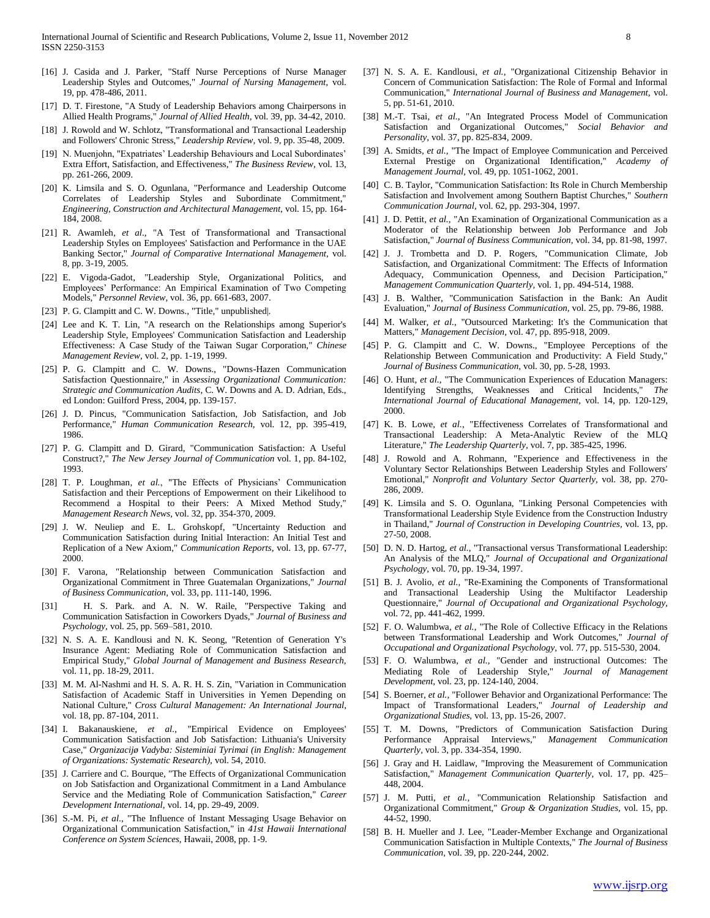[16] J. Casida and J. Parker, "Staff Nurse Perceptions of Nurse Manager Leadership Styles and Outcomes," *Journal of Nursing Management,* vol. 19, pp. 478-486, 2011.

[17] D. T. Firestone, "A Study of Leadership Behaviors among Chairpersons in Allied Health Programs," *Journal of Allied Health,* vol. 39, pp. 34-42, 2010.

[18] J. Rowold and W. Schlotz, "Transformational and Transactional Leadership and Followers' Chronic Stress," *Leadership Review,* vol. 9, pp. 35-48, 2009.

[19] N. Muenjohn, "Expatriates' Leadership Behaviours and Local Subordinates' Extra Effort, Satisfaction, and Effectiveness," *The Business Review,* vol. 13, pp. 261-266, 2009.

[20] K. Limsila and S. O. Ogunlana, "Performance and Leadership Outcome Correlates of Leadership Styles and Subordinate Commitment," *Engineering, Construction and Architectural Management,* vol. 15, pp. 164-184, 2008.

[21] R. Awamleh, *et al.*, "A Test of Transformational and Transactional Leadership Styles on Employees' Satisfaction and Performance in the UAE Banking Sector," *Journal of Comparative International Management,* vol. 8, pp. 3-19, 2005.

[22] E. Vigoda-Gadot, "Leadership Style, Organizational Politics, and Employees' Performance: An Empirical Examination of Two Competing Models," *Personnel Review,* vol. 36, pp. 661-683, 2007.

[23] P. G. Clampitt and C. W. Downs., "Title," unpublished|.

[24] Lee and K. T. Lin, "A research on the Relationships among Superior's Leadership Style, Employees' Communication Satisfaction and Leadership Effectiveness: A Case Study of the Taiwan Sugar Corporation," *Chinese Management Review,* vol. 2, pp. 1-19, 1999.

[25] P. G. Clampitt and C. W. Downs., "Downs-Hazen Communication Satisfaction Questionnaire," in *Assessing Organizational Communication: Strategic and Communication Audits*, C. W. Downs and A. D. Adrian, Eds., ed London: Guilford Press, 2004, pp. 139-157.

[26] J. D. Pincus, "Communication Satisfaction, Job Satisfaction, and Job Performance," *Human Communication Research,* vol. 12, pp. 395-419, 1986.

[27] P. G. Clampitt and D. Girard, "Communication Satisfaction: A Useful Construct?," *The New Jersey Journal of Communication* vol. 1, pp. 84-102, 1993.

[28] T. P. Loughman, *et al.*, "The Effects of Physicians' Communication Satisfaction and their Perceptions of Empowerment on their Likelihood to Recommend a Hospital to their Peers: A Mixed Method Study," *Management Research News,* vol. 32, pp. 354-370, 2009.

[29] J. W. Neuliep and E. L. Grohskopf, "Uncertainty Reduction and Communication Satisfaction during Initial Interaction: An Initial Test and Replication of a New Axiom," *Communication Reports,* vol. 13, pp. 67-77, 2000.

[30] F. Varona, "Relationship between Communication Satisfaction and Organizational Commitment in Three Guatemalan Organizations," *Journal of Business Communication,* vol. 33, pp. 111-140, 1996.

[31] H. S. Park. and A. N. W. Raile, "Perspective Taking and Communication Satisfaction in Coworkers Dyads," *Journal of Business and Psychology,* vol. 25, pp. 569–581, 2010.

[32] N. S. A. E. Kandlousi and N. K. Seong, "Retention of Generation Y's Insurance Agent: Mediating Role of Communication Satisfaction and Empirical Study," *Global Journal of Management and Business Research,* vol. 11, pp. 18-29, 2011.

[33] M. M. Al-Nashmi and H. S. A. R. H. S. Zin, "Variation in Communication Satisfaction of Academic Staff in Universities in Yemen Depending on National Culture," *Cross Cultural Management: An International Journal,* vol. 18, pp. 87-104, 2011.

[34] I. Bakanauskiene, *et al.*, "Empirical Evidence on Employees' Communication Satisfaction and Job Satisfaction: Lithuania's University Case," *Organizacijø Vadyba: Sisteminiai Tyrimai (in English: Management of Organizations: Systematic Research),* vol. 54, 2010.

[35] J. Carriere and C. Bourque, "The Effects of Organizational Communication on Job Satisfaction and Organizational Commitment in a Land Ambulance Service and the Mediating Role of Communication Satisfaction," *Career Development International,* vol. 14, pp. 29-49, 2009.

[36] S.-M. Pi, *et al.*, "The Influence of Instant Messaging Usage Behavior on Organizational Communication Satisfaction," in *41st Hawaii International Conference on System Sciences*, Hawaii, 2008, pp. 1-9.

[37] N. S. A. E. Kandlousi, *et al.*, "Organizational Citizenship Behavior in Concern of Communication Satisfaction: The Role of Formal and Informal Communication," *International Journal of Business and Management,* vol. 5, pp. 51-61, 2010.

[38] M.-T. Tsai, *et al.*, "An Integrated Process Model of Communication Satisfaction and Organizational Outcomes," *Social Behavior and Personality,* vol. 37, pp. 825-834, 2009.

[39] A. Smidts, *et al.*, "The Impact of Employee Communication and Perceived External Prestige on Organizational Identification," *Academy of Management Journal,* vol. 49, pp. 1051-1062, 2001.

[40] C. B. Taylor, "Communication Satisfaction: Its Role in Church Membership Satisfaction and Involvement among Southern Baptist Churches," *Southern Communication Journal,* vol. 62, pp. 293-304, 1997.

[41] J. D. Pettit, *et al.*, "An Examination of Organizational Communication as a Moderator of the Relationship between Job Performance and Job Satisfaction," *Journal of Business Communication,* vol. 34, pp. 81-98, 1997.

[42] J. J. Trombetta and D. P. Rogers, "Communication Climate, Job Satisfaction, and Organizational Commitment: The Effects of Information Adequacy, Communication Openness, and Decision Participation," *Management Communication Quarterly,* vol. 1, pp. 494-514, 1988.

[43] J. B. Walther, "Communication Satisfaction in the Bank: An Audit Evaluation," *Journal of Business Communication,* vol. 25, pp. 79-86, 1988.

[44] M. Walker, *et al.*, "Outsourced Marketing: It's the Communication that Matters," *Management Decision,* vol. 47, pp. 895-918, 2009.

[45] P. G. Clampitt and C. W. Downs., "Employee Perceptions of the Relationship Between Communication and Productivity: A Field Study," *Journal of Business Communication,* vol. 30, pp. 5-28, 1993.

[46] O. Hunt, *et al.*, "The Communication Experiences of Education Managers: Identifying Strengths, Weaknesses and Critical Incidents," *The International Journal of Educational Management,* vol. 14, pp. 120-129, 2000.

[47] K. B. Lowe, *et al.*, "Effectiveness Correlates of Transformational and Transactional Leadership: A Meta-Analytic Review of the MLQ Literature," *The Leadership Quarterly,* vol. 7, pp. 385-425, 1996.

[48] J. Rowold and A. Rohmann, "Experience and Effectiveness in the Voluntary Sector Relationships Between Leadership Styles and Followers' Emotional," *Nonprofit and Voluntary Sector Quarterly,* vol. 38, pp. 270-286, 2009.

[49] K. Limsila and S. O. Ogunlana, "Linking Personal Competencies with Transformational Leadership Style Evidence from the Construction Industry in Thailand," *Journal of Construction in Developing Countries,* vol. 13, pp. 27-50, 2008.

[50] D. N. D. Hartog, *et al.*, "Transactional versus Transformational Leadership: An Analysis of the MLQ," *Journal of Occupational and Organizational Psychology,* vol. 70, pp. 19-34, 1997.

[51] B. J. Avolio, *et al.*, "Re-Examining the Components of Transformational and Transactional Leadership Using the Multifactor Leadership Questionnaire," *Journal of Occupational and Organizational Psychology,* vol. 72, pp. 441-462, 1999.

[52] F. O. Walumbwa, *et al.*, "The Role of Collective Efficacy in the Relations between Transformational Leadership and Work Outcomes," *Journal of Occupational and Organizational Psychology,* vol. 77, pp. 515-530, 2004.

[53] F. O. Walumbwa, *et al.*, "Gender and instructional Outcomes: The Mediating Role of Leadership Style," *Journal of Management Development,* vol. 23, pp. 124-140, 2004.

[54] S. Boerner, *et al.*, "Follower Behavior and Organizational Performance: The Impact of Transformational Leaders," *Journal of Leadership and Organizational Studies,* vol. 13, pp. 15-26, 2007.

[55] T. M. Downs, "Predictors of Communication Satisfaction During Performance Appraisal Interviews," *Management Communication Quarterly,* vol. 3, pp. 334-354, 1990.

[56] J. Gray and H. Laidlaw, "Improving the Measurement of Communication Satisfaction," *Management Communication Quarterly,* vol. 17, pp. 425–448, 2004.

[57] J. M. Putti, *et al.*, "Communication Relationship Satisfaction and Organizational Commitment," *Group & Organization Studies,* vol. 15, pp. 44-52, 1990.

[58] B. H. Mueller and J. Lee, "Leader-Member Exchange and Organizational Communication Satisfaction in Multiple Contexts," *The Journal of Business Communication,* vol. 39, pp. 220-244, 2002.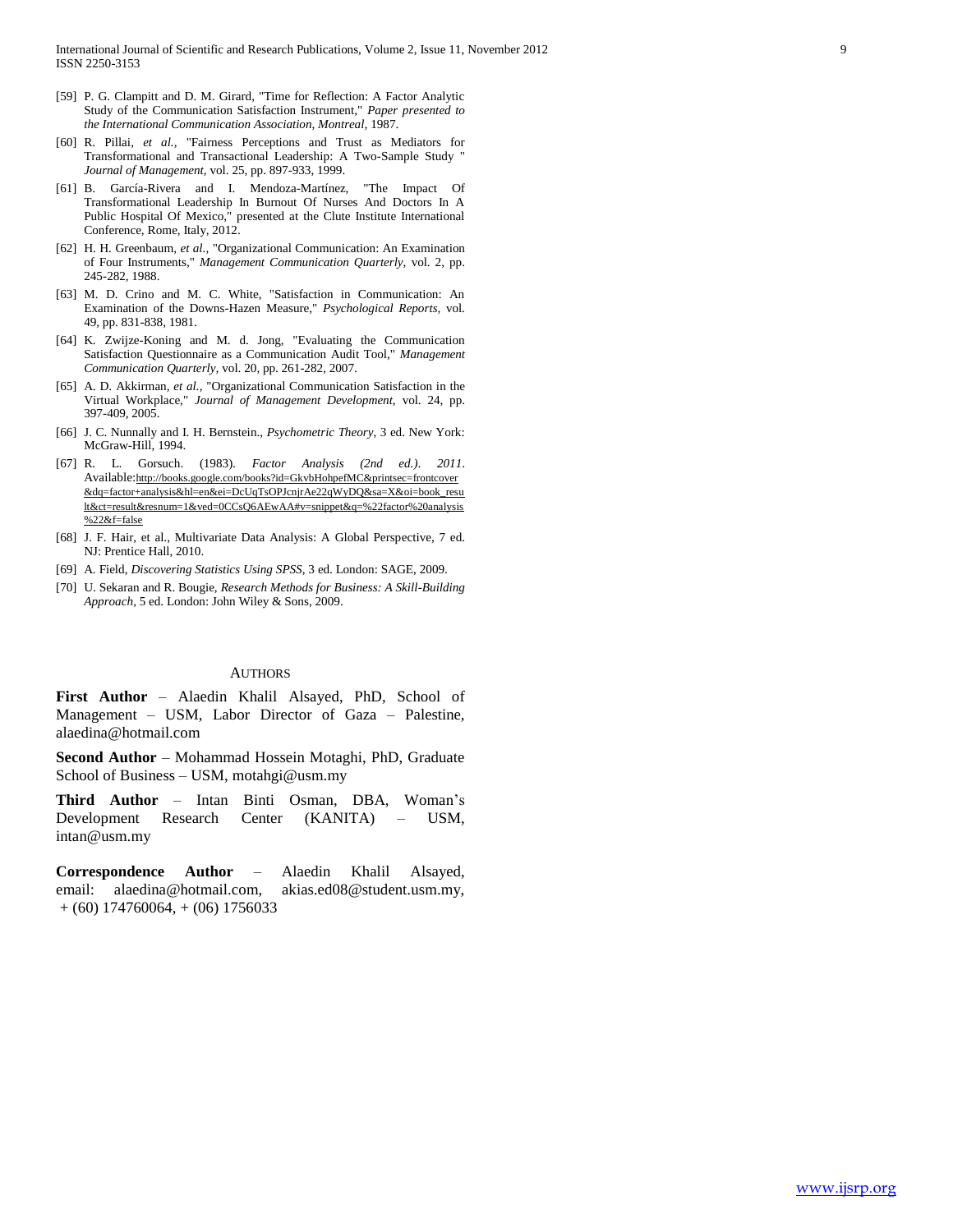[59] P. G. Clampitt and D. M. Girard, "Time for Reflection: A Factor Analytic Study of the Communication Satisfaction Instrument," *Paper presented to the International Communication Association, Montreal*, 1987.

[60] R. Pillai, *et al.*, "Fairness Perceptions and Trust as Mediators for Transformational and Transactional Leadership: A Two-Sample Study " *Journal of Management,* vol. 25, pp. 897-933, 1999.

[61] B. García-Rivera and I. Mendoza-Martínez, "The Impact Of Transformational Leadership In Burnout Of Nurses And Doctors In A Public Hospital Of Mexico," presented at the Clute Institute International Conference, Rome, Italy, 2012.

[62] H. H. Greenbaum, *et al.*, "Organizational Communication: An Examination of Four Instruments," *Management Communication Quarterly,* vol. 2, pp. 245-282, 1988.

[63] M. D. Crino and M. C. White, "Satisfaction in Communication: An Examination of the Downs-Hazen Measure," *Psychological Reports,* vol. 49, pp. 831-838, 1981.

[64] K. Zwijze-Koning and M. d. Jong, "Evaluating the Communication Satisfaction Questionnaire as a Communication Audit Tool," *Management Communication Quarterly,* vol. 20, pp. 261-282, 2007.

[65] A. D. Akkirman, *et al.*, "Organizational Communication Satisfaction in the Virtual Workplace," *Journal of Management Development,* vol. 24, pp. 397-409, 2005.

[66] J. C. Nunnally and I. H. Bernstein., *Psychometric Theory*, 3 ed. New York: McGraw-Hill, 1994.

[67] R. L. Gorsuch. (1983). *Factor Analysis (2nd ed.). 2011*. Available:http://books.google.com/books?id=GkvbHohpefMC&printsec=frontcover&dq=factor+analysis&hl=en&ei=DcUqTsOPJcnjrAe22qWyDQ&sa=X&oi=book_result&ct=result&resnum=1&ved=0CCsQ6AEwAA#v=snippet&q=%22factor%20analysis%22&f=false

[68] J. F. Hair, et al., Multivariate Data Analysis: A Global Perspective, 7 ed. NJ: Prentice Hall, 2010.

[69] A. Field, *Discovering Statistics Using SPSS*, 3 ed. London: SAGE, 2009.

[70] U. Sekaran and R. Bougie, *Research Methods for Business: A Skill-Building Approach*, 5 ed. London: John Wiley & Sons, 2009.

## AUTHORS

**First Author** – Alaedin Khalil Alsayed, PhD, School of Management – USM, Labor Director of Gaza – Palestine, alaedina@hotmail.com

**Second Author** – Mohammad Hossein Motaghi, PhD, Graduate School of Business – USM, motahgi@usm.my

**Third Author** – Intan Binti Osman, DBA, Woman's Development Research Center (KANITA) – USM, intan@usm.my

**Correspondence Author** – Alaedin Khalil Alsayed, email: alaedina@hotmail.com, akias.ed08@student.usm.my, + (60) 174760064, + (06) 1756033